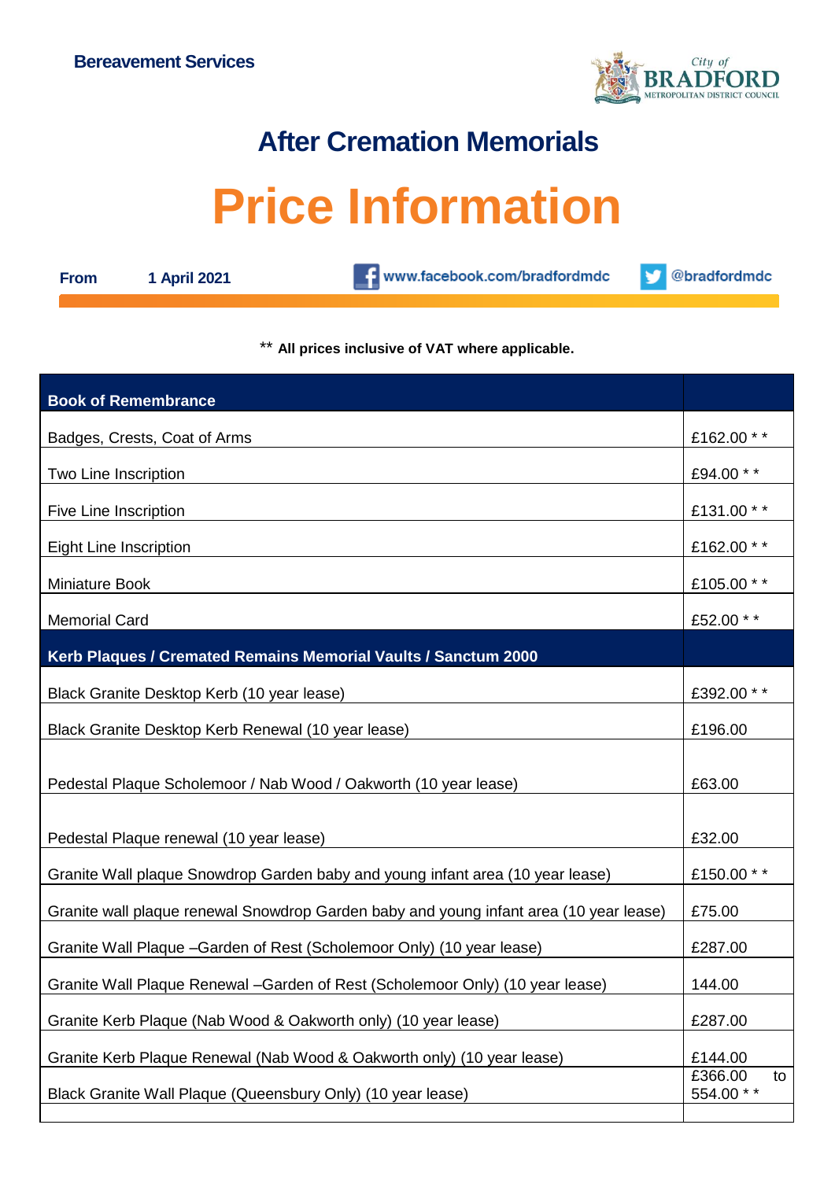Bereavement Services

City of BRADFORD METROPOLITAN DISTRICT COUNCIL

# After Cremation Memorials

# Price Information

**From** **1 April 2021** www.facebook.com/bradfordmdc @bradfordmdc

** **All prices inclusive of VAT where applicable.**

| **Book of Remembrance** | |
|---|---|
| Badges, Crests, Coat of Arms | £162.00 * * |
| Two Line Inscription | £94.00 * * |
| Five Line Inscription | £131.00 * * |
| Eight Line Inscription | £162.00 * * |
| Miniature Book | £105.00 * * |
| Memorial Card | £52.00 * * |
| **Kerb Plaques / Cremated Remains Memorial Vaults / Sanctum 2000** | |
| Black Granite Desktop Kerb (10 year lease) | £392.00 * * |
| Black Granite Desktop Kerb Renewal (10 year lease) | £196.00 |
| Pedestal Plaque Scholemoor / Nab Wood / Oakworth (10 year lease) | £63.00 |
| Pedestal Plaque renewal (10 year lease) | £32.00 |
| Granite Wall plaque Snowdrop Garden baby and young infant area (10 year lease) | £150.00 * * |
| Granite wall plaque renewal Snowdrop Garden baby and young infant area (10 year lease) | £75.00 |
| Granite Wall Plaque –Garden of Rest (Scholemoor Only) (10 year lease) | £287.00 |
| Granite Wall Plaque Renewal –Garden of Rest (Scholemoor Only) (10 year lease) | 144.00 |
| Granite Kerb Plaque (Nab Wood & Oakworth only) (10 year lease) | £287.00 |
| Granite Kerb Plaque Renewal (Nab Wood & Oakworth only) (10 year lease) | £144.00 |
| Black Granite Wall Plaque (Queensbury Only) (10 year lease) | £366.00 to 554.00 * * |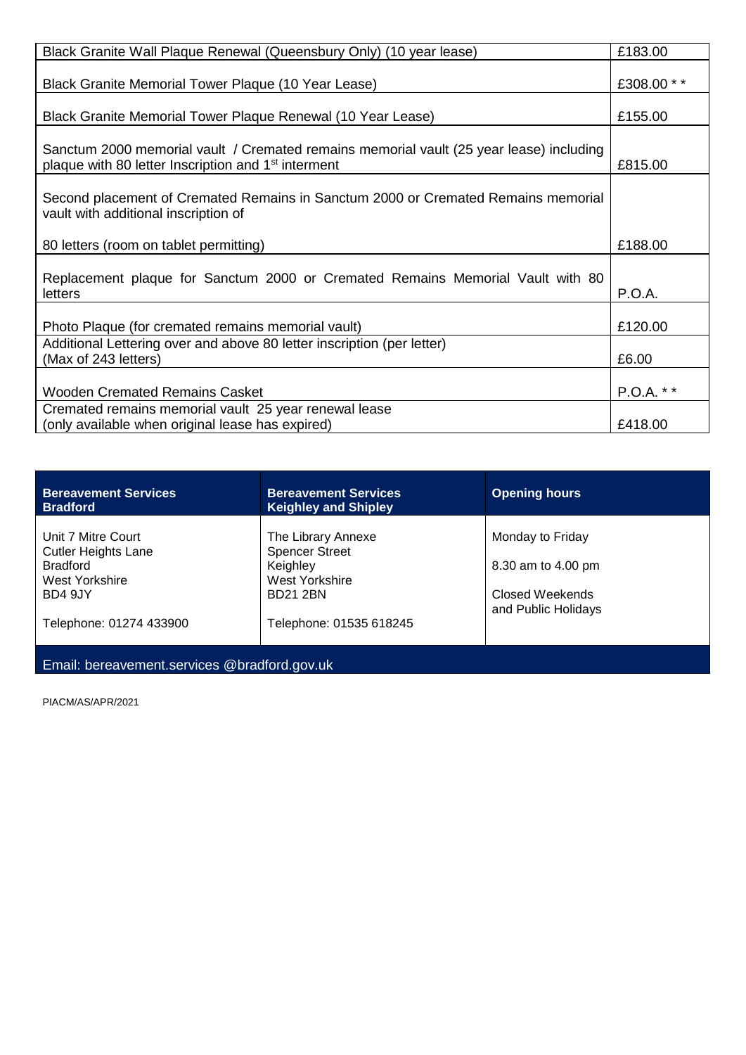| | |
|---|---|
| Black Granite Wall Plaque Renewal (Queensbury Only) (10 year lease) | £183.00 |
| Black Granite Memorial Tower Plaque (10 Year Lease) | £308.00 * * |
| Black Granite Memorial Tower Plaque Renewal (10 Year Lease) | £155.00 |
| Sanctum 2000 memorial vault / Cremated remains memorial vault (25 year lease) including plaque with 80 letter Inscription and 1st interment | £815.00 |
| Second placement of Cremated Remains in Sanctum 2000 or Cremated Remains memorial vault with additional inscription of<br><br>80 letters (room on tablet permitting) | £188.00 |
| Replacement plaque for Sanctum 2000 or Cremated Remains Memorial Vault with 80 letters | P.O.A. |
| Photo Plaque (for cremated remains memorial vault) | £120.00 |
| Additional Lettering over and above 80 letter inscription (per letter)<br>(Max of 243 letters) | £6.00 |
| Wooden Cremated Remains Casket | P.O.A. * * |
| Cremated remains memorial vault 25 year renewal lease<br>(only available when original lease has expired) | £418.00 |

| **Bereavement Services Bradford** | **Bereavement Services Keighley and Shipley** | **Opening hours** |
|---|---|---|
| Unit 7 Mitre Court<br>Cutler Heights Lane<br>Bradford<br>West Yorkshire<br>BD4 9JY<br><br>Telephone: 01274 433900 | The Library Annexe<br>Spencer Street<br>Keighley<br>West Yorkshire<br>BD21 2BN<br><br>Telephone: 01535 618245 | Monday to Friday<br><br>8.30 am to 4.00 pm<br><br>Closed Weekends and Public Holidays |

Email: bereavement.services @bradford.gov.uk

PIACM/AS/APR/2021